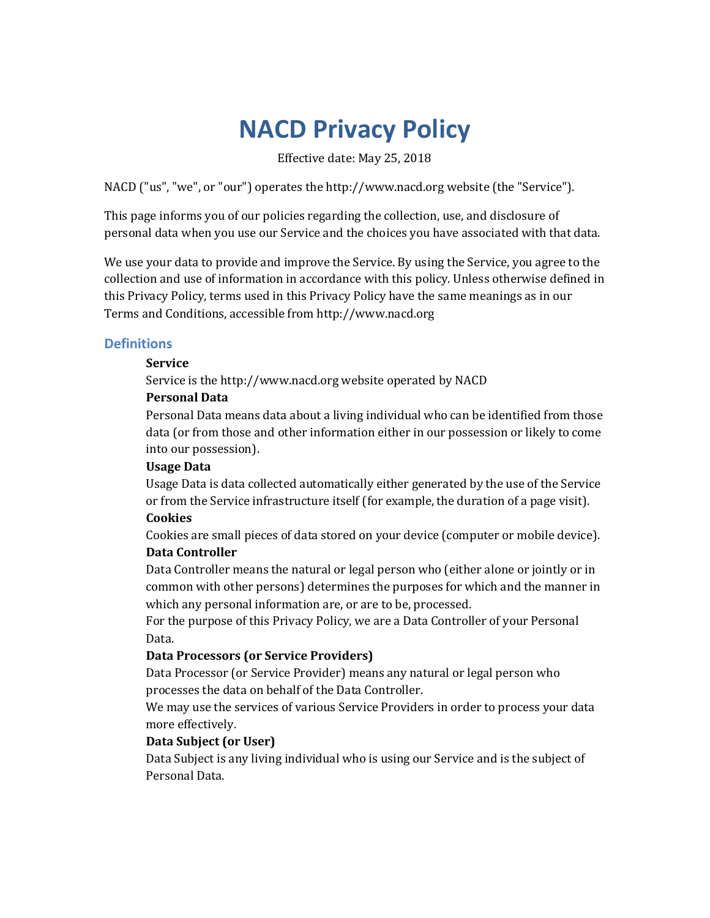# NACD Privacy Policy

Effective date: May 25, 2018

NACD ("us", "we", or "our") operates the http://www.nacd.org website (the "Service").

This page informs you of our policies regarding the collection, use, and disclosure of personal data when you use our Service and the choices you have associated with that data.

We use your data to provide and improve the Service. By using the Service, you agree to the collection and use of information in accordance with this policy. Unless otherwise defined in this Privacy Policy, terms used in this Privacy Policy have the same meanings as in our Terms and Conditions, accessible from http://www.nacd.org

## Definitions

**Service**
Service is the http://www.nacd.org website operated by NACD

**Personal Data**
Personal Data means data about a living individual who can be identified from those data (or from those and other information either in our possession or likely to come into our possession).

**Usage Data**
Usage Data is data collected automatically either generated by the use of the Service or from the Service infrastructure itself (for example, the duration of a page visit).

**Cookies**
Cookies are small pieces of data stored on your device (computer or mobile device).

**Data Controller**
Data Controller means the natural or legal person who (either alone or jointly or in common with other persons) determines the purposes for which and the manner in which any personal information are, or are to be, processed.
For the purpose of this Privacy Policy, we are a Data Controller of your Personal Data.

**Data Processors (or Service Providers)**
Data Processor (or Service Provider) means any natural or legal person who processes the data on behalf of the Data Controller.
We may use the services of various Service Providers in order to process your data more effectively.

**Data Subject (or User)**
Data Subject is any living individual who is using our Service and is the subject of Personal Data.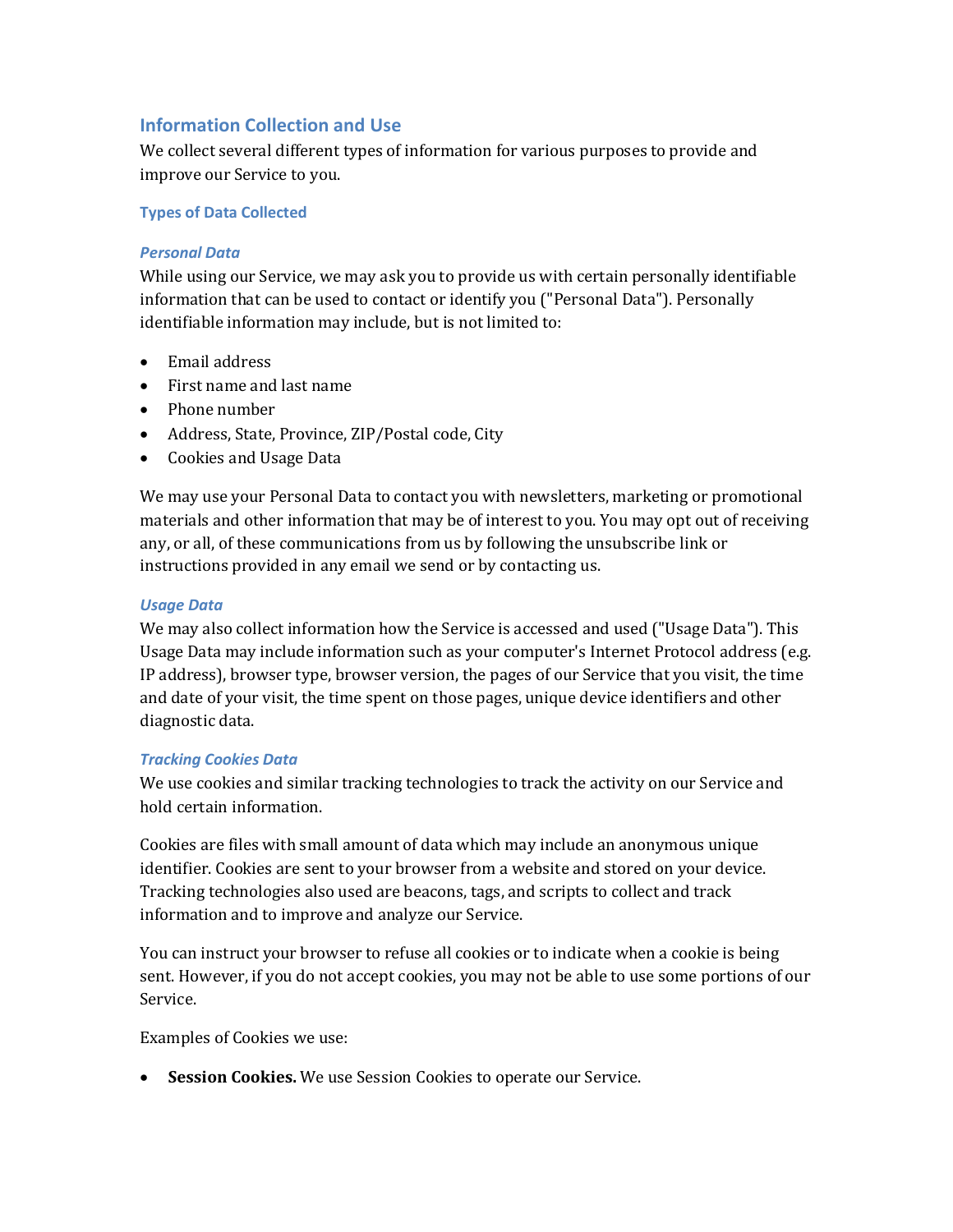## Information Collection and Use

We collect several different types of information for various purposes to provide and improve our Service to you.

### Types of Data Collected

#### *Personal Data*

While using our Service, we may ask you to provide us with certain personally identifiable information that can be used to contact or identify you ("Personal Data"). Personally identifiable information may include, but is not limited to:

- Email address
- First name and last name
- Phone number
- Address, State, Province, ZIP/Postal code, City
- Cookies and Usage Data

We may use your Personal Data to contact you with newsletters, marketing or promotional materials and other information that may be of interest to you. You may opt out of receiving any, or all, of these communications from us by following the unsubscribe link or instructions provided in any email we send or by contacting us.

#### *Usage Data*

We may also collect information how the Service is accessed and used ("Usage Data"). This Usage Data may include information such as your computer's Internet Protocol address (e.g. IP address), browser type, browser version, the pages of our Service that you visit, the time and date of your visit, the time spent on those pages, unique device identifiers and other diagnostic data.

#### *Tracking Cookies Data*

We use cookies and similar tracking technologies to track the activity on our Service and hold certain information.

Cookies are files with small amount of data which may include an anonymous unique identifier. Cookies are sent to your browser from a website and stored on your device. Tracking technologies also used are beacons, tags, and scripts to collect and track information and to improve and analyze our Service.

You can instruct your browser to refuse all cookies or to indicate when a cookie is being sent. However, if you do not accept cookies, you may not be able to use some portions of our Service.

Examples of Cookies we use:

- **Session Cookies.** We use Session Cookies to operate our Service.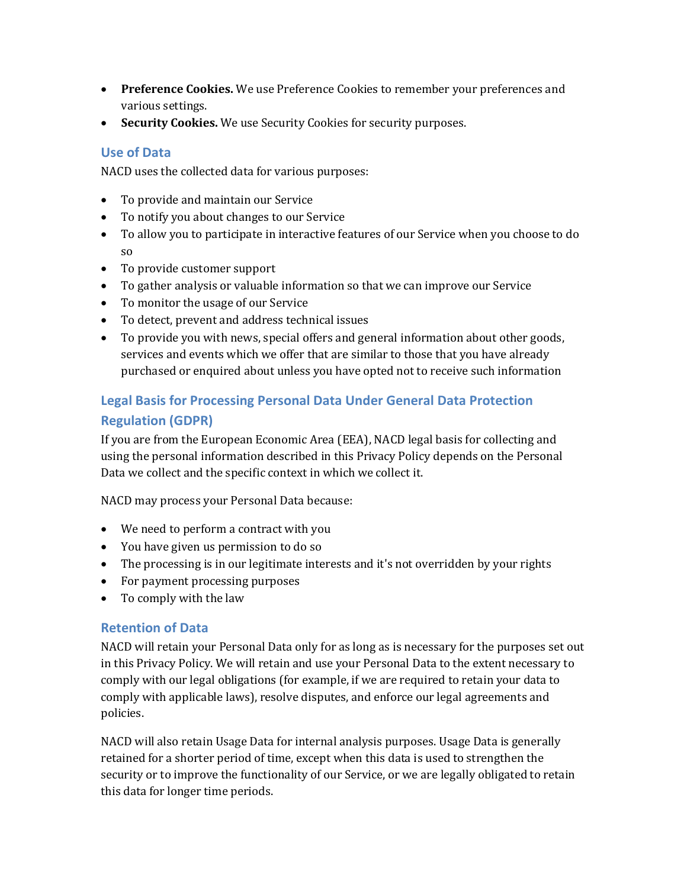- **Preference Cookies.** We use Preference Cookies to remember your preferences and various settings.
- **Security Cookies.** We use Security Cookies for security purposes.

## Use of Data

NACD uses the collected data for various purposes:

- To provide and maintain our Service
- To notify you about changes to our Service
- To allow you to participate in interactive features of our Service when you choose to do so
- To provide customer support
- To gather analysis or valuable information so that we can improve our Service
- To monitor the usage of our Service
- To detect, prevent and address technical issues
- To provide you with news, special offers and general information about other goods, services and events which we offer that are similar to those that you have already purchased or enquired about unless you have opted not to receive such information

## Legal Basis for Processing Personal Data Under General Data Protection Regulation (GDPR)

If you are from the European Economic Area (EEA), NACD legal basis for collecting and using the personal information described in this Privacy Policy depends on the Personal Data we collect and the specific context in which we collect it.

NACD may process your Personal Data because:

- We need to perform a contract with you
- You have given us permission to do so
- The processing is in our legitimate interests and it's not overridden by your rights
- For payment processing purposes
- To comply with the law

## Retention of Data

NACD will retain your Personal Data only for as long as is necessary for the purposes set out in this Privacy Policy. We will retain and use your Personal Data to the extent necessary to comply with our legal obligations (for example, if we are required to retain your data to comply with applicable laws), resolve disputes, and enforce our legal agreements and policies.

NACD will also retain Usage Data for internal analysis purposes. Usage Data is generally retained for a shorter period of time, except when this data is used to strengthen the security or to improve the functionality of our Service, or we are legally obligated to retain this data for longer time periods.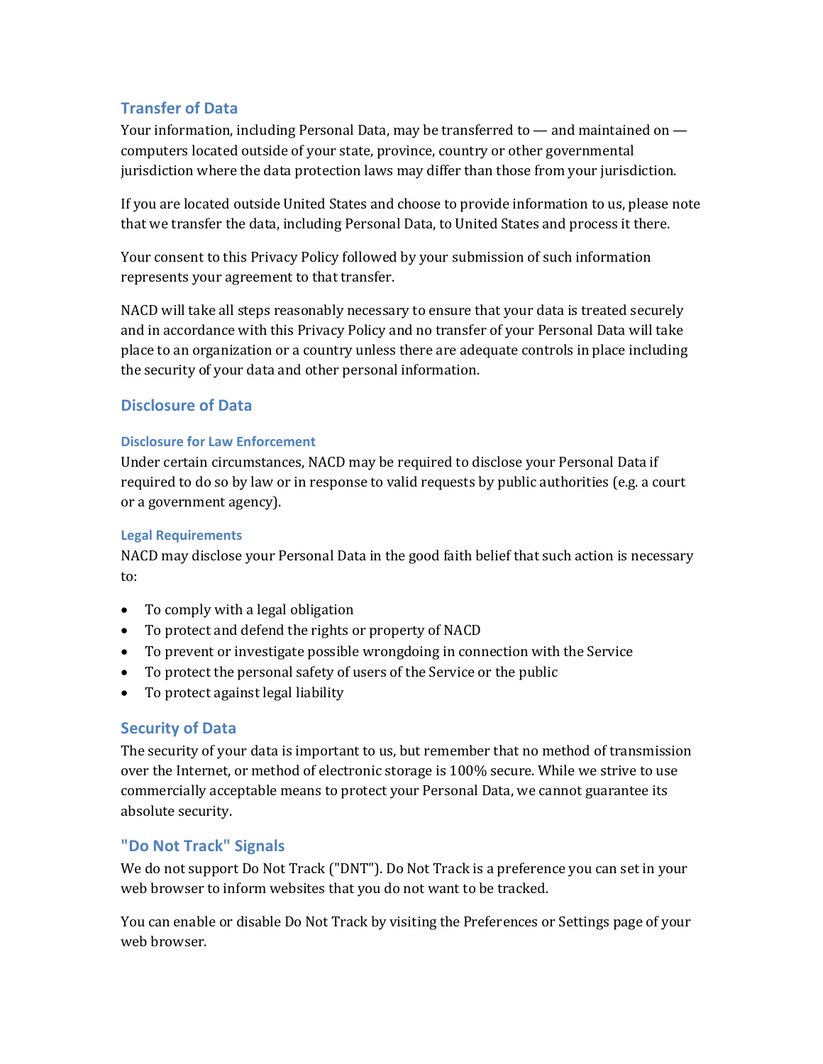## Transfer of Data

Your information, including Personal Data, may be transferred to — and maintained on — computers located outside of your state, province, country or other governmental jurisdiction where the data protection laws may differ than those from your jurisdiction.

If you are located outside United States and choose to provide information to us, please note that we transfer the data, including Personal Data, to United States and process it there.

Your consent to this Privacy Policy followed by your submission of such information represents your agreement to that transfer.

NACD will take all steps reasonably necessary to ensure that your data is treated securely and in accordance with this Privacy Policy and no transfer of your Personal Data will take place to an organization or a country unless there are adequate controls in place including the security of your data and other personal information.

## Disclosure of Data

### Disclosure for Law Enforcement

Under certain circumstances, NACD may be required to disclose your Personal Data if required to do so by law or in response to valid requests by public authorities (e.g. a court or a government agency).

### Legal Requirements

NACD may disclose your Personal Data in the good faith belief that such action is necessary to:

- To comply with a legal obligation
- To protect and defend the rights or property of NACD
- To prevent or investigate possible wrongdoing in connection with the Service
- To protect the personal safety of users of the Service or the public
- To protect against legal liability

## Security of Data

The security of your data is important to us, but remember that no method of transmission over the Internet, or method of electronic storage is 100% secure. While we strive to use commercially acceptable means to protect your Personal Data, we cannot guarantee its absolute security.

## "Do Not Track" Signals

We do not support Do Not Track ("DNT"). Do Not Track is a preference you can set in your web browser to inform websites that you do not want to be tracked.

You can enable or disable Do Not Track by visiting the Preferences or Settings page of your web browser.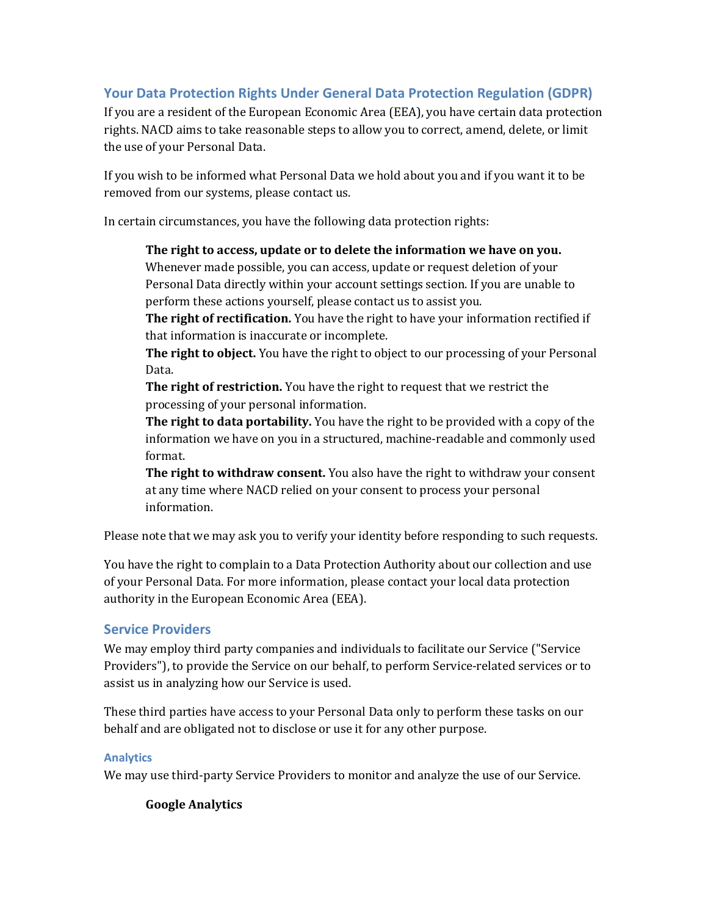## Your Data Protection Rights Under General Data Protection Regulation (GDPR)

If you are a resident of the European Economic Area (EEA), you have certain data protection rights. NACD aims to take reasonable steps to allow you to correct, amend, delete, or limit the use of your Personal Data.

If you wish to be informed what Personal Data we hold about you and if you want it to be removed from our systems, please contact us.

In certain circumstances, you have the following data protection rights:

> **The right to access, update or to delete the information we have on you.** Whenever made possible, you can access, update or request deletion of your Personal Data directly within your account settings section. If you are unable to perform these actions yourself, please contact us to assist you.
> **The right of rectification.** You have the right to have your information rectified if that information is inaccurate or incomplete.
> **The right to object.** You have the right to object to our processing of your Personal Data.
> **The right of restriction.** You have the right to request that we restrict the processing of your personal information.
> **The right to data portability.** You have the right to be provided with a copy of the information we have on you in a structured, machine-readable and commonly used format.
> **The right to withdraw consent.** You also have the right to withdraw your consent at any time where NACD relied on your consent to process your personal information.

Please note that we may ask you to verify your identity before responding to such requests.

You have the right to complain to a Data Protection Authority about our collection and use of your Personal Data. For more information, please contact your local data protection authority in the European Economic Area (EEA).

## Service Providers

We may employ third party companies and individuals to facilitate our Service ("Service Providers"), to provide the Service on our behalf, to perform Service-related services or to assist us in analyzing how our Service is used.

These third parties have access to your Personal Data only to perform these tasks on our behalf and are obligated not to disclose or use it for any other purpose.

### Analytics

We may use third-party Service Providers to monitor and analyze the use of our Service.

> **Google Analytics**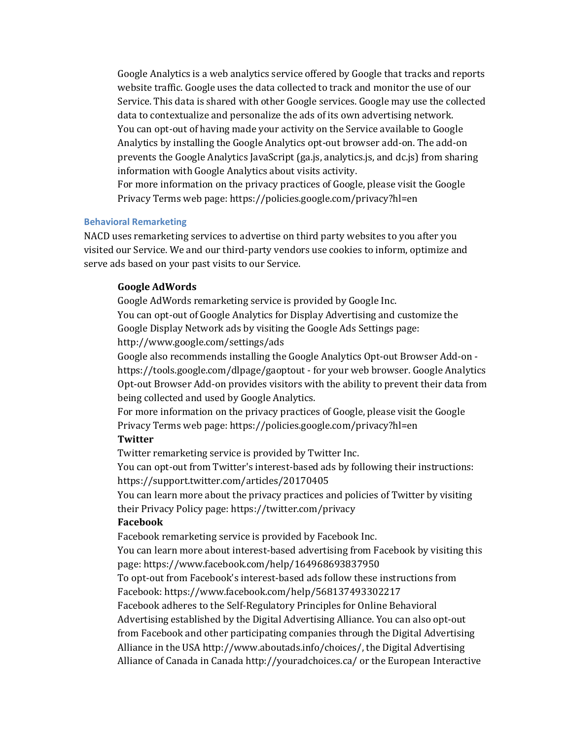Google Analytics is a web analytics service offered by Google that tracks and reports website traffic. Google uses the data collected to track and monitor the use of our Service. This data is shared with other Google services. Google may use the collected data to contextualize and personalize the ads of its own advertising network.
You can opt-out of having made your activity on the Service available to Google Analytics by installing the Google Analytics opt-out browser add-on. The add-on prevents the Google Analytics JavaScript (ga.js, analytics.js, and dc.js) from sharing information with Google Analytics about visits activity.
For more information on the privacy practices of Google, please visit the Google Privacy Terms web page: https://policies.google.com/privacy?hl=en

### Behavioral Remarketing

NACD uses remarketing services to advertise on third party websites to you after you visited our Service. We and our third-party vendors use cookies to inform, optimize and serve ads based on your past visits to our Service.

**Google AdWords**
Google AdWords remarketing service is provided by Google Inc.
You can opt-out of Google Analytics for Display Advertising and customize the Google Display Network ads by visiting the Google Ads Settings page: http://www.google.com/settings/ads
Google also recommends installing the Google Analytics Opt-out Browser Add-on - https://tools.google.com/dlpage/gaoptout - for your web browser. Google Analytics Opt-out Browser Add-on provides visitors with the ability to prevent their data from being collected and used by Google Analytics.
For more information on the privacy practices of Google, please visit the Google Privacy Terms web page: https://policies.google.com/privacy?hl=en

**Twitter**
Twitter remarketing service is provided by Twitter Inc.
You can opt-out from Twitter's interest-based ads by following their instructions: https://support.twitter.com/articles/20170405
You can learn more about the privacy practices and policies of Twitter by visiting their Privacy Policy page: https://twitter.com/privacy

**Facebook**
Facebook remarketing service is provided by Facebook Inc.
You can learn more about interest-based advertising from Facebook by visiting this page: https://www.facebook.com/help/164968693837950
To opt-out from Facebook's interest-based ads follow these instructions from Facebook: https://www.facebook.com/help/568137493302217
Facebook adheres to the Self-Regulatory Principles for Online Behavioral Advertising established by the Digital Advertising Alliance. You can also opt-out from Facebook and other participating companies through the Digital Advertising Alliance in the USA http://www.aboutads.info/choices/, the Digital Advertising Alliance of Canada in Canada http://youradchoices.ca/ or the European Interactive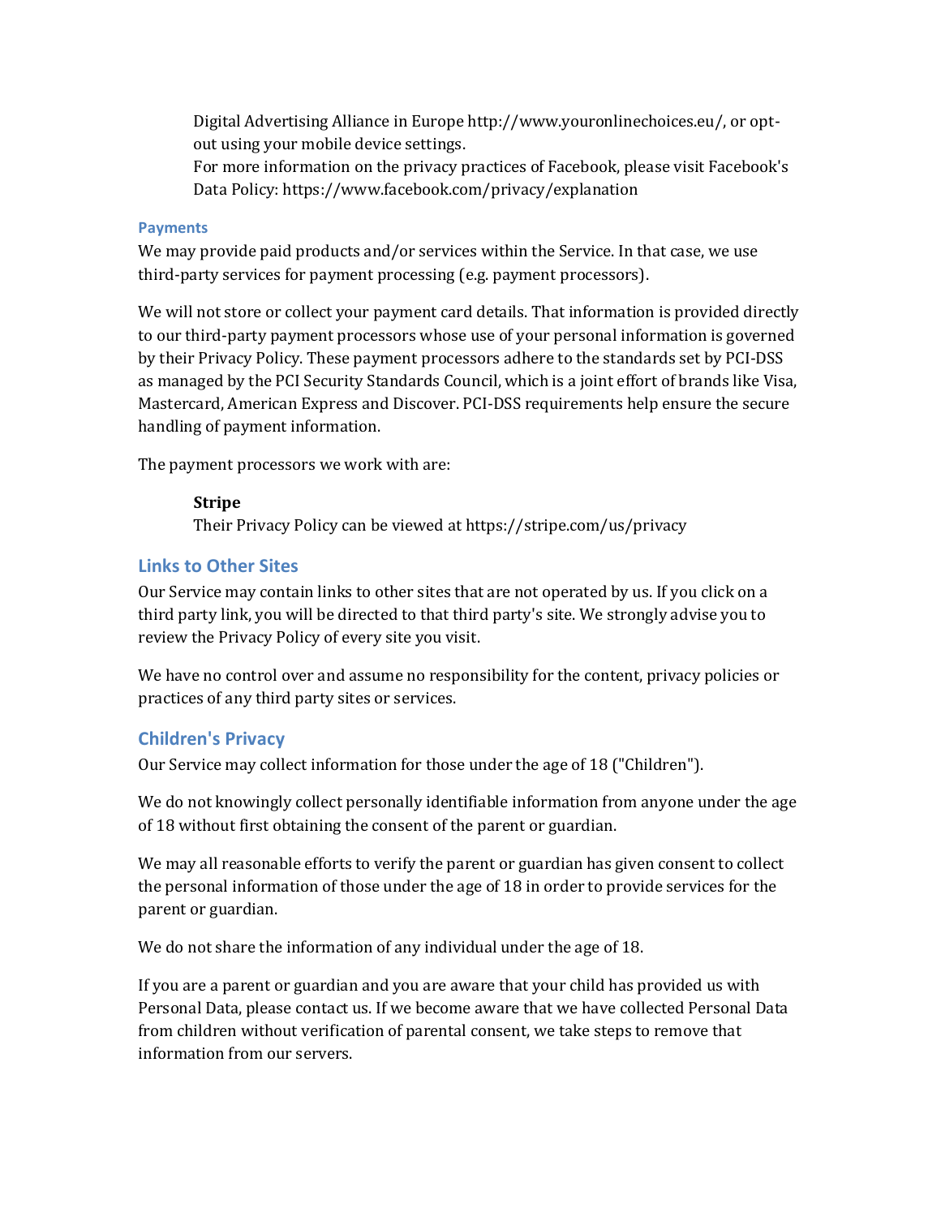Digital Advertising Alliance in Europe http://www.youronlinechoices.eu/, or opt-out using your mobile device settings.

For more information on the privacy practices of Facebook, please visit Facebook's Data Policy: https://www.facebook.com/privacy/explanation

### Payments

We may provide paid products and/or services within the Service. In that case, we use third-party services for payment processing (e.g. payment processors).

We will not store or collect your payment card details. That information is provided directly to our third-party payment processors whose use of your personal information is governed by their Privacy Policy. These payment processors adhere to the standards set by PCI-DSS as managed by the PCI Security Standards Council, which is a joint effort of brands like Visa, Mastercard, American Express and Discover. PCI-DSS requirements help ensure the secure handling of payment information.

The payment processors we work with are:

**Stripe**
Their Privacy Policy can be viewed at https://stripe.com/us/privacy

## Links to Other Sites

Our Service may contain links to other sites that are not operated by us. If you click on a third party link, you will be directed to that third party's site. We strongly advise you to review the Privacy Policy of every site you visit.

We have no control over and assume no responsibility for the content, privacy policies or practices of any third party sites or services.

## Children's Privacy

Our Service may collect information for those under the age of 18 ("Children").

We do not knowingly collect personally identifiable information from anyone under the age of 18 without first obtaining the consent of the parent or guardian.

We may all reasonable efforts to verify the parent or guardian has given consent to collect the personal information of those under the age of 18 in order to provide services for the parent or guardian.

We do not share the information of any individual under the age of 18.

If you are a parent or guardian and you are aware that your child has provided us with Personal Data, please contact us. If we become aware that we have collected Personal Data from children without verification of parental consent, we take steps to remove that information from our servers.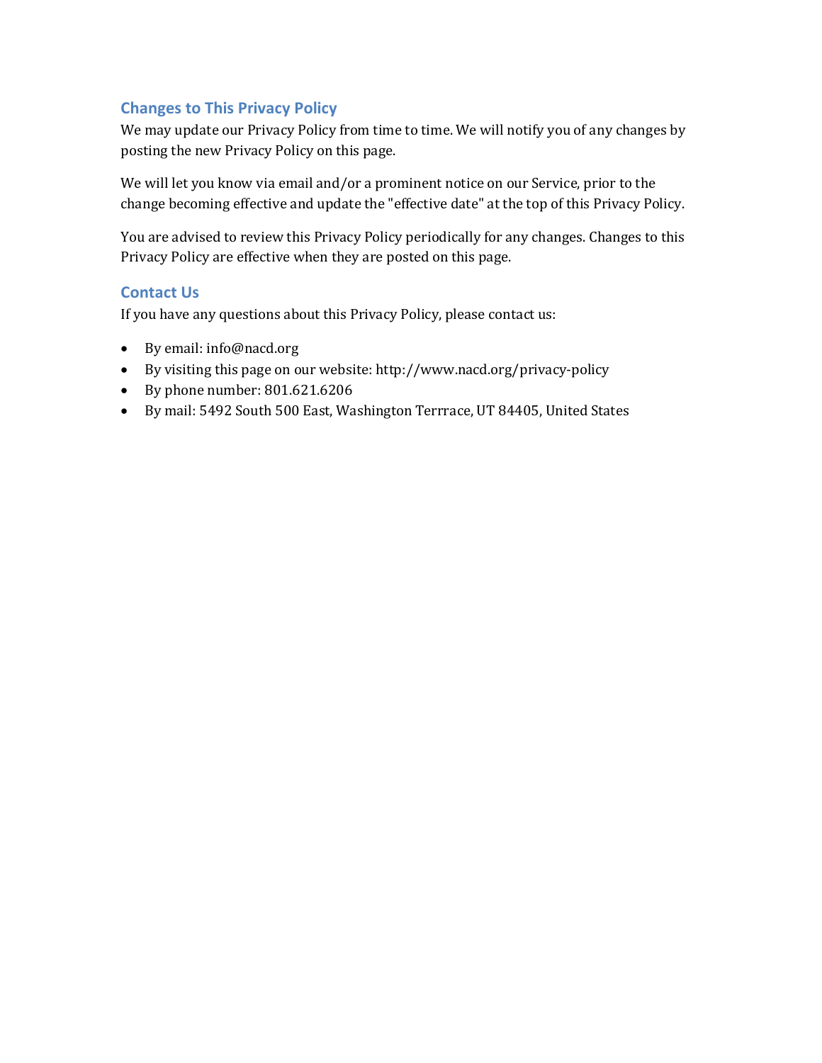## Changes to This Privacy Policy

We may update our Privacy Policy from time to time. We will notify you of any changes by posting the new Privacy Policy on this page.

We will let you know via email and/or a prominent notice on our Service, prior to the change becoming effective and update the "effective date" at the top of this Privacy Policy.

You are advised to review this Privacy Policy periodically for any changes. Changes to this Privacy Policy are effective when they are posted on this page.

## Contact Us

If you have any questions about this Privacy Policy, please contact us:

- By email: info@nacd.org
- By visiting this page on our website: http://www.nacd.org/privacy-policy
- By phone number: 801.621.6206
- By mail: 5492 South 500 East, Washington Terrrace, UT 84405, United States